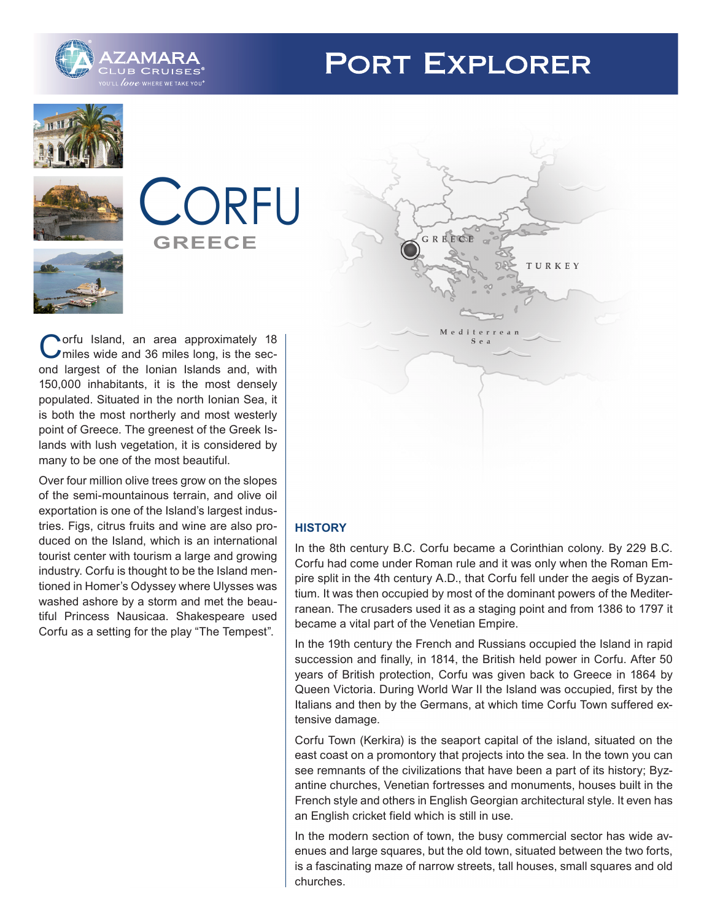# Port Explorer

# Corfu

## GREECE

Corfu Island, an area approximately 18 miles wide and 36 miles long, is the second largest of the Ionian Islands and, with 150,000 inhabitants, it is the most densely populated. Situated in the north Ionian Sea, it is both the most northerly and most westerly point of Greece. The greenest of the Greek Islands with lush vegetation, it is considered by many to be one of the most beautiful.

Over four million olive trees grow on the slopes of the semi-mountainous terrain, and olive oil exportation is one of the Island's largest industries. Figs, citrus fruits and wine are also produced on the Island, which is an international tourist center with tourism a large and growing industry. Corfu is thought to be the Island mentioned in Homer's Odyssey where Ulysses was washed ashore by a storm and met the beautiful Princess Nausicaa. Shakespeare used Corfu as a setting for the play "The Tempest".

### HISTORY

In the 8th century B.C. Corfu became a Corinthian colony. By 229 B.C. Corfu had come under Roman rule and it was only when the Roman Empire split in the 4th century A.D., that Corfu fell under the aegis of Byzantium. It was then occupied by most of the dominant powers of the Mediterranean. The crusaders used it as a staging point and from 1386 to 1797 it became a vital part of the Venetian Empire.

In the 19th century the French and Russians occupied the Island in rapid succession and finally, in 1814, the British held power in Corfu. After 50 years of British protection, Corfu was given back to Greece in 1864 by Queen Victoria. During World War II the Island was occupied, first by the Italians and then by the Germans, at which time Corfu Town suffered extensive damage.

Corfu Town (Kerkira) is the seaport capital of the island, situated on the east coast on a promontory that projects into the sea. In the town you can see remnants of the civilizations that have been a part of its history; Byzantine churches, Venetian fortresses and monuments, houses built in the French style and others in English Georgian architectural style. It even has an English cricket field which is still in use.

In the modern section of town, the busy commercial sector has wide avenues and large squares, but the old town, situated between the two forts, is a fascinating maze of narrow streets, tall houses, small squares and old churches.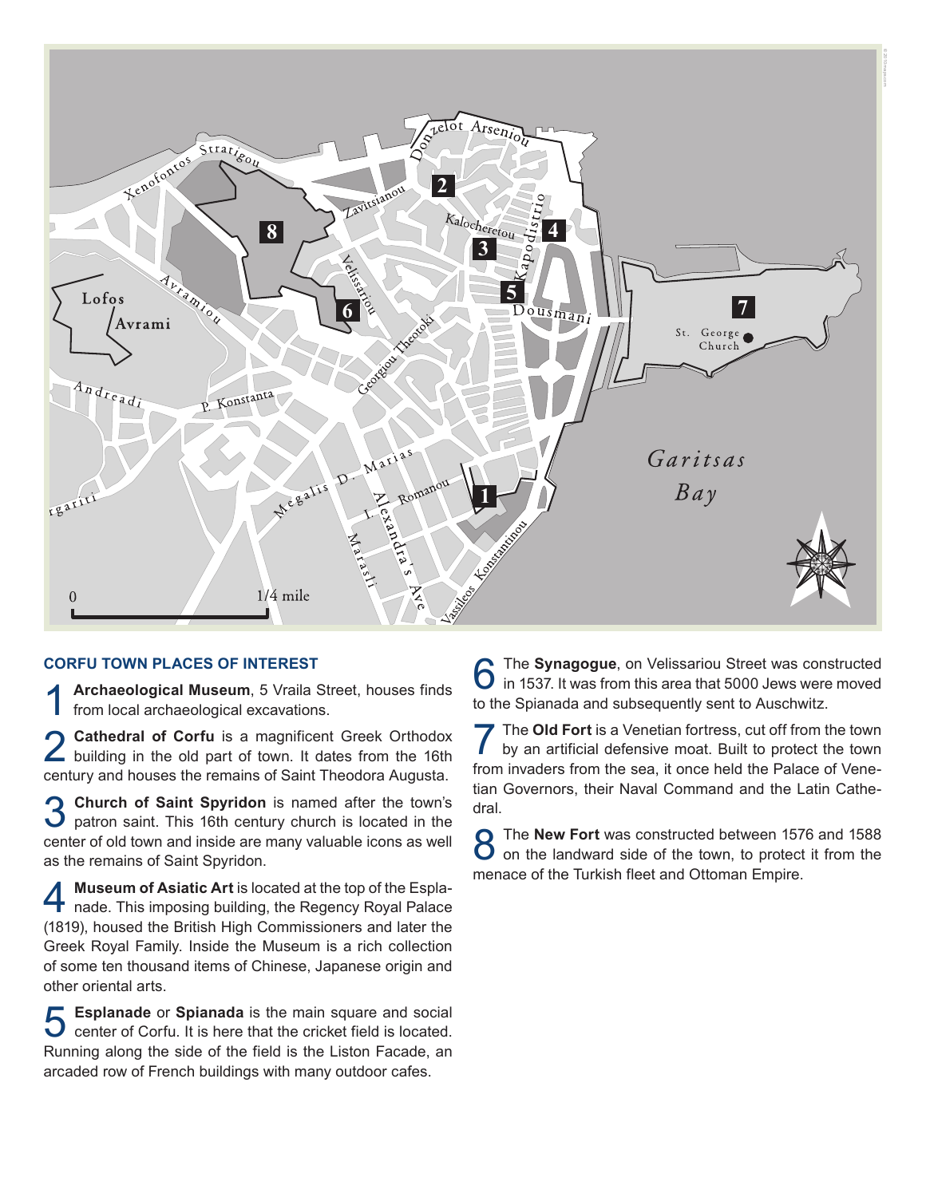## CORFU TOWN PLACES OF INTEREST

**1** **Archaeological Museum**, 5 Vraila Street, houses finds from local archaeological excavations.

**2** **Cathedral of Corfu** is a magnificent Greek Orthodox building in the old part of town. It dates from the 16th century and houses the remains of Saint Theodora Augusta.

**3** **Church of Saint Spyridon** is named after the town's patron saint. This 16th century church is located in the center of old town and inside are many valuable icons as well as the remains of Saint Spyridon.

**4** **Museum of Asiatic Art** is located at the top of the Esplanade. This imposing building, the Regency Royal Palace (1819), housed the British High Commissioners and later the Greek Royal Family. Inside the Museum is a rich collection of some ten thousand items of Chinese, Japanese origin and other oriental arts.

**5** **Esplanade** or **Spianada** is the main square and social center of Corfu. It is here that the cricket field is located. Running along the side of the field is the Liston Facade, an arcaded row of French buildings with many outdoor cafes.

**6** The **Synagogue**, on Velissariou Street was constructed in 1537. It was from this area that 5000 Jews were moved to the Spianada and subsequently sent to Auschwitz.

**7** The **Old Fort** is a Venetian fortress, cut off from the town by an artificial defensive moat. Built to protect the town from invaders from the sea, it once held the Palace of Venetian Governors, their Naval Command and the Latin Cathedral.

**8** The **New Fort** was constructed between 1576 and 1588 on the landward side of the town, to protect it from the menace of the Turkish fleet and Ottoman Empire.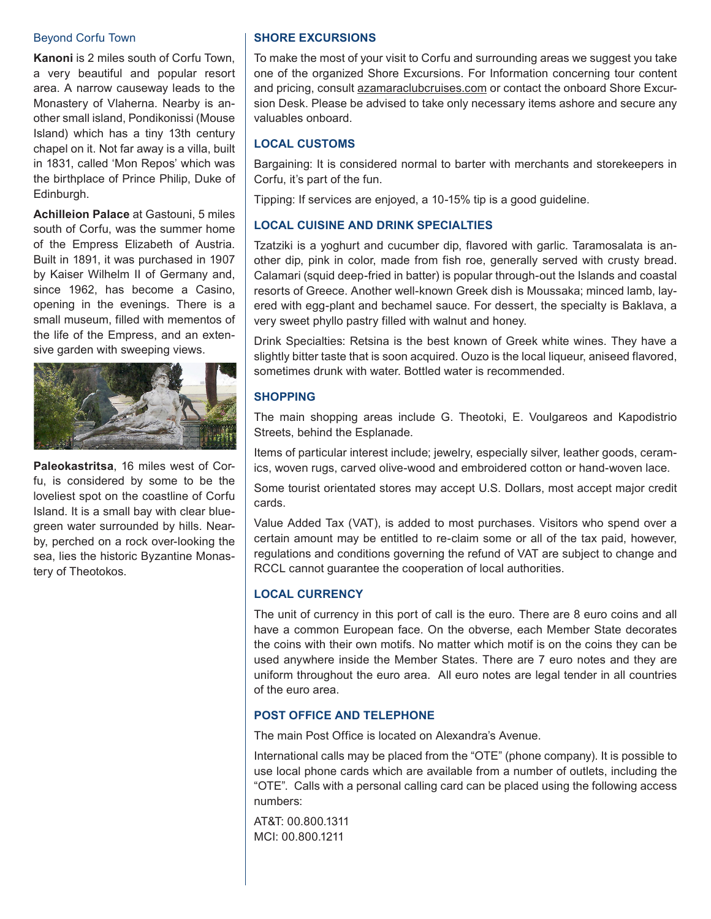## Beyond Corfu Town

**Kanoni** is 2 miles south of Corfu Town, a very beautiful and popular resort area. A narrow causeway leads to the Monastery of Vlaherna. Nearby is another small island, Pondikonissi (Mouse Island) which has a tiny 13th century chapel on it. Not far away is a villa, built in 1831, called 'Mon Repos' which was the birthplace of Prince Philip, Duke of Edinburgh.

**Achilleion Palace** at Gastouni, 5 miles south of Corfu, was the summer home of the Empress Elizabeth of Austria. Built in 1891, it was purchased in 1907 by Kaiser Wilhelm II of Germany and, since 1962, has become a Casino, opening in the evenings. There is a small museum, filled with mementos of the life of the Empress, and an extensive garden with sweeping views.

**Paleokastritsa**, 16 miles west of Corfu, is considered by some to be the loveliest spot on the coastline of Corfu Island. It is a small bay with clear blue-green water surrounded by hills. Nearby, perched on a rock over-looking the sea, lies the historic Byzantine Monastery of Theotokos.

### SHORE EXCURSIONS

To make the most of your visit to Corfu and surrounding areas we suggest you take one of the organized Shore Excursions. For Information concerning tour content and pricing, consult azamaraclubcruises.com or contact the onboard Shore Excursion Desk. Please be advised to take only necessary items ashore and secure any valuables onboard.

### LOCAL CUSTOMS

Bargaining: It is considered normal to barter with merchants and storekeepers in Corfu, it's part of the fun.

Tipping: If services are enjoyed, a 10-15% tip is a good guideline.

### LOCAL CUISINE AND DRINK SPECIALTIES

Tzatziki is a yoghurt and cucumber dip, flavored with garlic. Taramosalata is another dip, pink in color, made from fish roe, generally served with crusty bread. Calamari (squid deep-fried in batter) is popular through-out the Islands and coastal resorts of Greece. Another well-known Greek dish is Moussaka; minced lamb, layered with egg-plant and bechamel sauce. For dessert, the specialty is Baklava, a very sweet phyllo pastry filled with walnut and honey.

Drink Specialties: Retsina is the best known of Greek white wines. They have a slightly bitter taste that is soon acquired. Ouzo is the local liqueur, aniseed flavored, sometimes drunk with water. Bottled water is recommended.

### SHOPPING

The main shopping areas include G. Theotoki, E. Voulgareos and Kapodistrio Streets, behind the Esplanade.

Items of particular interest include; jewelry, especially silver, leather goods, ceramics, woven rugs, carved olive-wood and embroidered cotton or hand-woven lace.

Some tourist orientated stores may accept U.S. Dollars, most accept major credit cards.

Value Added Tax (VAT), is added to most purchases. Visitors who spend over a certain amount may be entitled to re-claim some or all of the tax paid, however, regulations and conditions governing the refund of VAT are subject to change and RCCL cannot guarantee the cooperation of local authorities.

### LOCAL CURRENCY

The unit of currency in this port of call is the euro. There are 8 euro coins and all have a common European face. On the obverse, each Member State decorates the coins with their own motifs. No matter which motif is on the coins they can be used anywhere inside the Member States. There are 7 euro notes and they are uniform throughout the euro area. All euro notes are legal tender in all countries of the euro area.

### POST OFFICE AND TELEPHONE

The main Post Office is located on Alexandra's Avenue.

International calls may be placed from the "OTE" (phone company). It is possible to use local phone cards which are available from a number of outlets, including the "OTE". Calls with a personal calling card can be placed using the following access numbers:

AT&T: 00.800.1311
MCI: 00.800.1211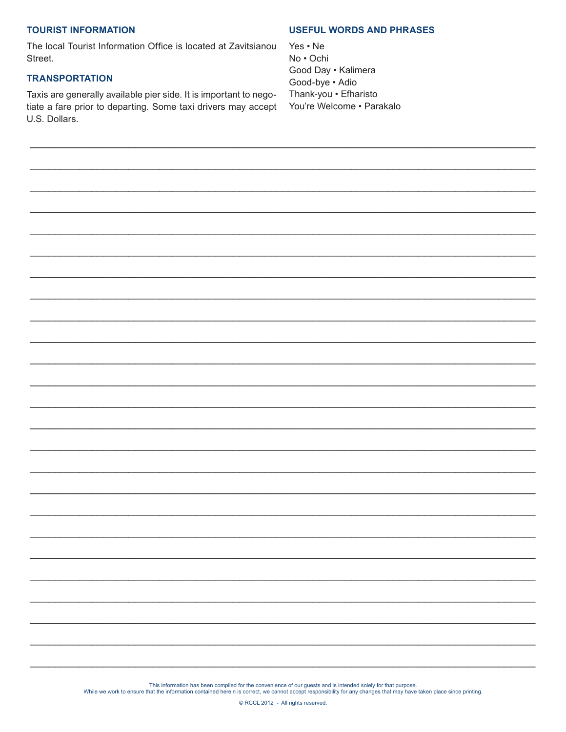## TOURIST INFORMATION

The local Tourist Information Office is located at Zavitsianou Street.

## TRANSPORTATION

Taxis are generally available pier side. It is important to negotiate a fare prior to departing. Some taxi drivers may accept U.S. Dollars.

## USEFUL WORDS AND PHRASES

Yes • Ne
No • Ochi
Good Day • Kalimera
Good-bye • Adio
Thank-you • Efharisto
You're Welcome • Parakalo

This information has been compiled for the convenience of our guests and is intended solely for that purpose.
While we work to ensure that the information contained herein is correct, we cannot accept responsibility for any changes that may have taken place since printing.

© RCCL 2012 - All rights reserved.